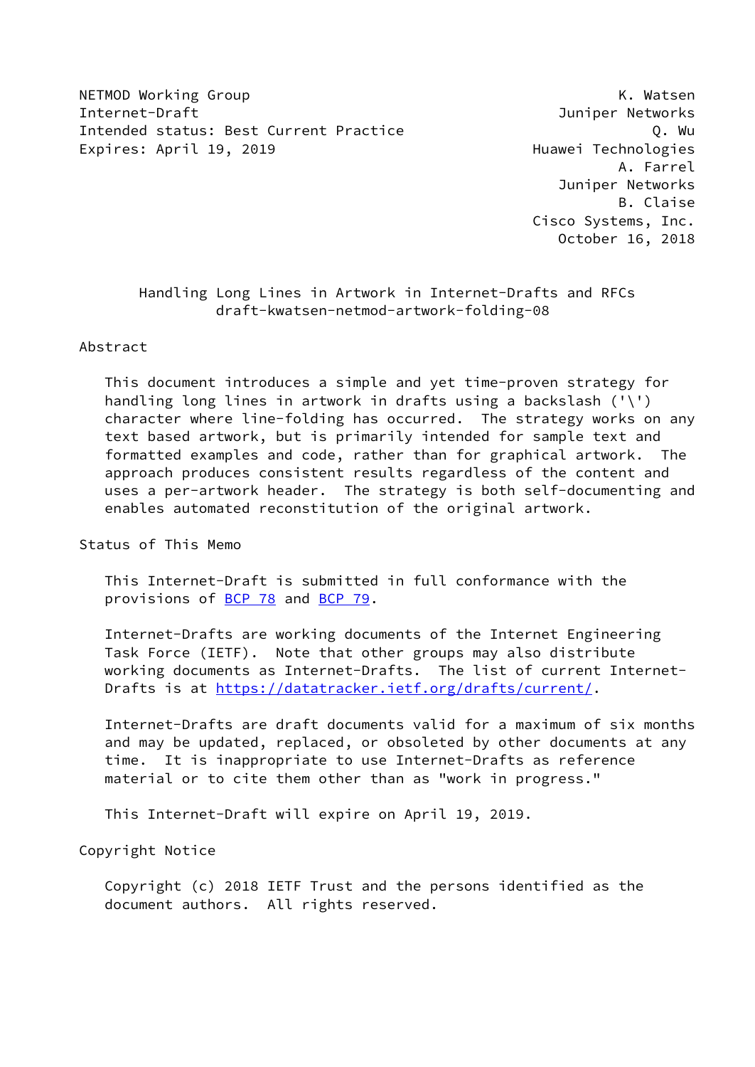NETMOD Working Group K. Watsen
Internet-Draft Juniper Networks
Intended status: Best Current Practice Q. Wu
Expires: April 19, 2019 Huawei Technologies
A. Farrel
Juniper Networks
B. Claise
Cisco Systems, Inc.
October 16, 2018

# Handling Long Lines in Artwork in Internet-Drafts and RFCs
## draft-kwatsen-netmod-artwork-folding-08

## Abstract

This document introduces a simple and yet time-proven strategy for handling long lines in artwork in drafts using a backslash ('\') character where line-folding has occurred. The strategy works on any text based artwork, but is primarily intended for sample text and formatted examples and code, rather than for graphical artwork. The approach produces consistent results regardless of the content and uses a per-artwork header. The strategy is both self-documenting and enables automated reconstitution of the original artwork.

## Status of This Memo

This Internet-Draft is submitted in full conformance with the provisions of BCP 78 and BCP 79.

Internet-Drafts are working documents of the Internet Engineering Task Force (IETF). Note that other groups may also distribute working documents as Internet-Drafts. The list of current Internet-Drafts is at https://datatracker.ietf.org/drafts/current/.

Internet-Drafts are draft documents valid for a maximum of six months and may be updated, replaced, or obsoleted by other documents at any time. It is inappropriate to use Internet-Drafts as reference material or to cite them other than as "work in progress."

This Internet-Draft will expire on April 19, 2019.

## Copyright Notice

Copyright (c) 2018 IETF Trust and the persons identified as the document authors. All rights reserved.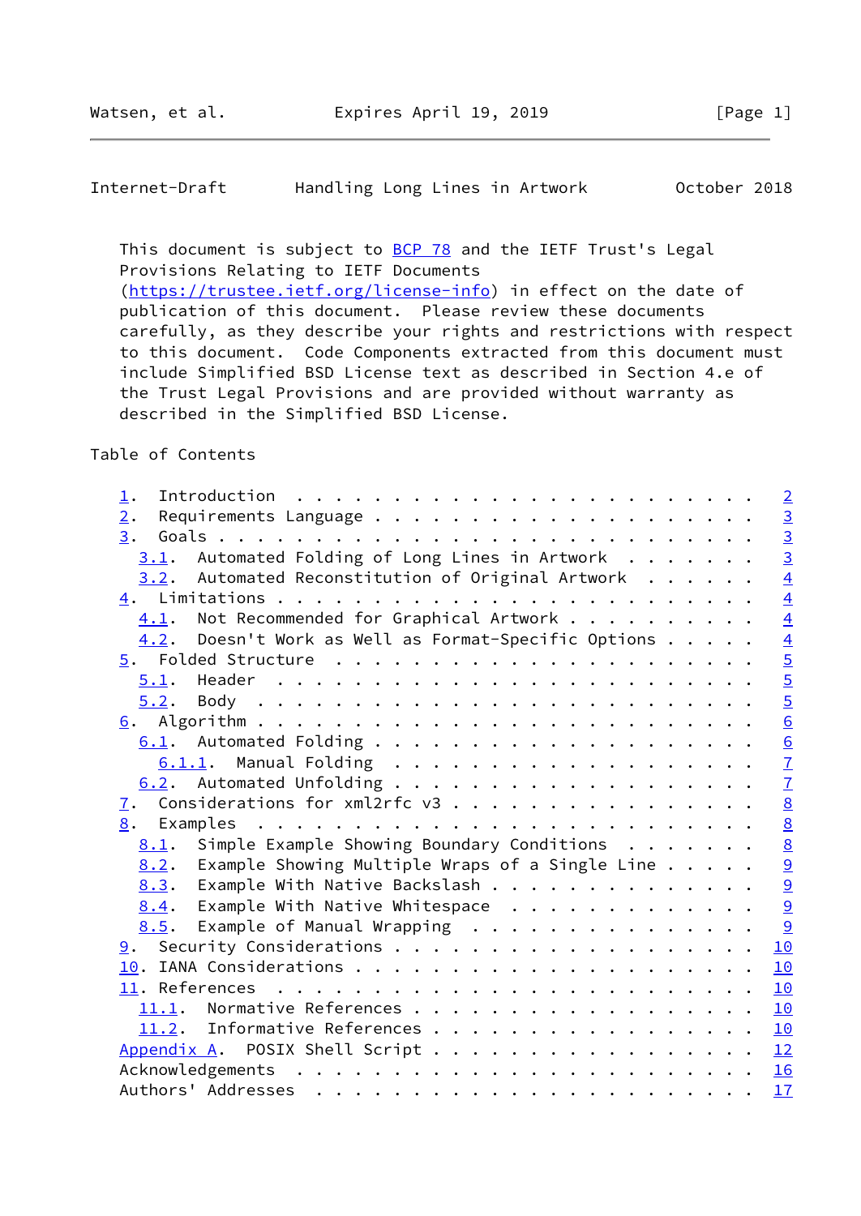This document is subject to BCP 78 and the IETF Trust's Legal Provisions Relating to IETF Documents (https://trustee.ietf.org/license-info) in effect on the date of publication of this document. Please review these documents carefully, as they describe your rights and restrictions with respect to this document. Code Components extracted from this document must include Simplified BSD License text as described in Section 4.e of the Trust Legal Provisions and are provided without warranty as described in the Simplified BSD License.

## Table of Contents

```
   1.  Introduction  . . . . . . . . . . . . . . . . . . . . . . . .   2
   2.  Requirements Language . . . . . . . . . . . . . . . . . . . .   3
   3.  Goals . . . . . . . . . . . . . . . . . . . . . . . . . . . .   3
     3.1.  Automated Folding of Long Lines in Artwork  . . . . . . .   3
     3.2.  Automated Reconstitution of Original Artwork  . . . . . .   4
   4.  Limitations . . . . . . . . . . . . . . . . . . . . . . . . .   4
     4.1.  Not Recommended for Graphical Artwork . . . . . . . . . .   4
     4.2.  Doesn't Work as Well as Format-Specific Options . . . . .   4
   5.  Folded Structure  . . . . . . . . . . . . . . . . . . . . . .   5
     5.1.  Header  . . . . . . . . . . . . . . . . . . . . . . . . .   5
     5.2.  Body  . . . . . . . . . . . . . . . . . . . . . . . . . .   5
   6.  Algorithm . . . . . . . . . . . . . . . . . . . . . . . . . .   6
     6.1.  Automated Folding . . . . . . . . . . . . . . . . . . . .   6
       6.1.1.  Manual Folding  . . . . . . . . . . . . . . . . . . .   7
     6.2.  Automated Unfolding . . . . . . . . . . . . . . . . . . .   7
   7.  Considerations for xml2rfc v3 . . . . . . . . . . . . . . . .   8
   8.  Examples  . . . . . . . . . . . . . . . . . . . . . . . . . .   8
     8.1.  Simple Example Showing Boundary Conditions  . . . . . . .   8
     8.2.  Example Showing Multiple Wraps of a Single Line . . . . .   9
     8.3.  Example With Native Backslash . . . . . . . . . . . . . .   9
     8.4.  Example With Native Whitespace  . . . . . . . . . . . . .   9
     8.5.  Example of Manual Wrapping  . . . . . . . . . . . . . . .   9
   9.  Security Considerations . . . . . . . . . . . . . . . . . . .  10
   10. IANA Considerations . . . . . . . . . . . . . . . . . . . . .  10
   11. References  . . . . . . . . . . . . . . . . . . . . . . . . .  10
     11.1.  Normative References . . . . . . . . . . . . . . . . . .  10
     11.2.  Informative References . . . . . . . . . . . . . . . . .  10
   Appendix A.  POSIX Shell Script . . . . . . . . . . . . . . . . .  12
   Acknowledgements  . . . . . . . . . . . . . . . . . . . . . . . .  16
   Authors' Addresses  . . . . . . . . . . . . . . . . . . . . . . .  17
```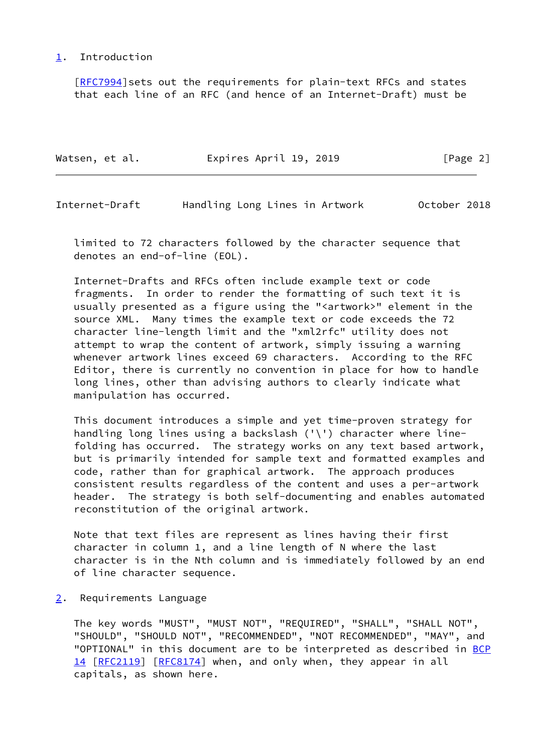## 1. Introduction

[RFC7994]sets out the requirements for plain-text RFCs and states that each line of an RFC (and hence of an Internet-Draft) must be limited to 72 characters followed by the character sequence that denotes an end-of-line (EOL).

Internet-Drafts and RFCs often include example text or code fragments. In order to render the formatting of such text it is usually presented as a figure using the "<artwork>" element in the source XML. Many times the example text or code exceeds the 72 character line-length limit and the "xml2rfc" utility does not attempt to wrap the content of artwork, simply issuing a warning whenever artwork lines exceed 69 characters. According to the RFC Editor, there is currently no convention in place for how to handle long lines, other than advising authors to clearly indicate what manipulation has occurred.

This document introduces a simple and yet time-proven strategy for handling long lines using a backslash ('\') character where line-folding has occurred. The strategy works on any text based artwork, but is primarily intended for sample text and formatted examples and code, rather than for graphical artwork. The approach produces consistent results regardless of the content and uses a per-artwork header. The strategy is both self-documenting and enables automated reconstitution of the original artwork.

Note that text files are represent as lines having their first character in column 1, and a line length of N where the last character is in the Nth column and is immediately followed by an end of line character sequence.

## 2. Requirements Language

The key words "MUST", "MUST NOT", "REQUIRED", "SHALL", "SHALL NOT", "SHOULD", "SHOULD NOT", "RECOMMENDED", "NOT RECOMMENDED", "MAY", and "OPTIONAL" in this document are to be interpreted as described in BCP 14 [RFC2119] [RFC8174] when, and only when, they appear in all capitals, as shown here.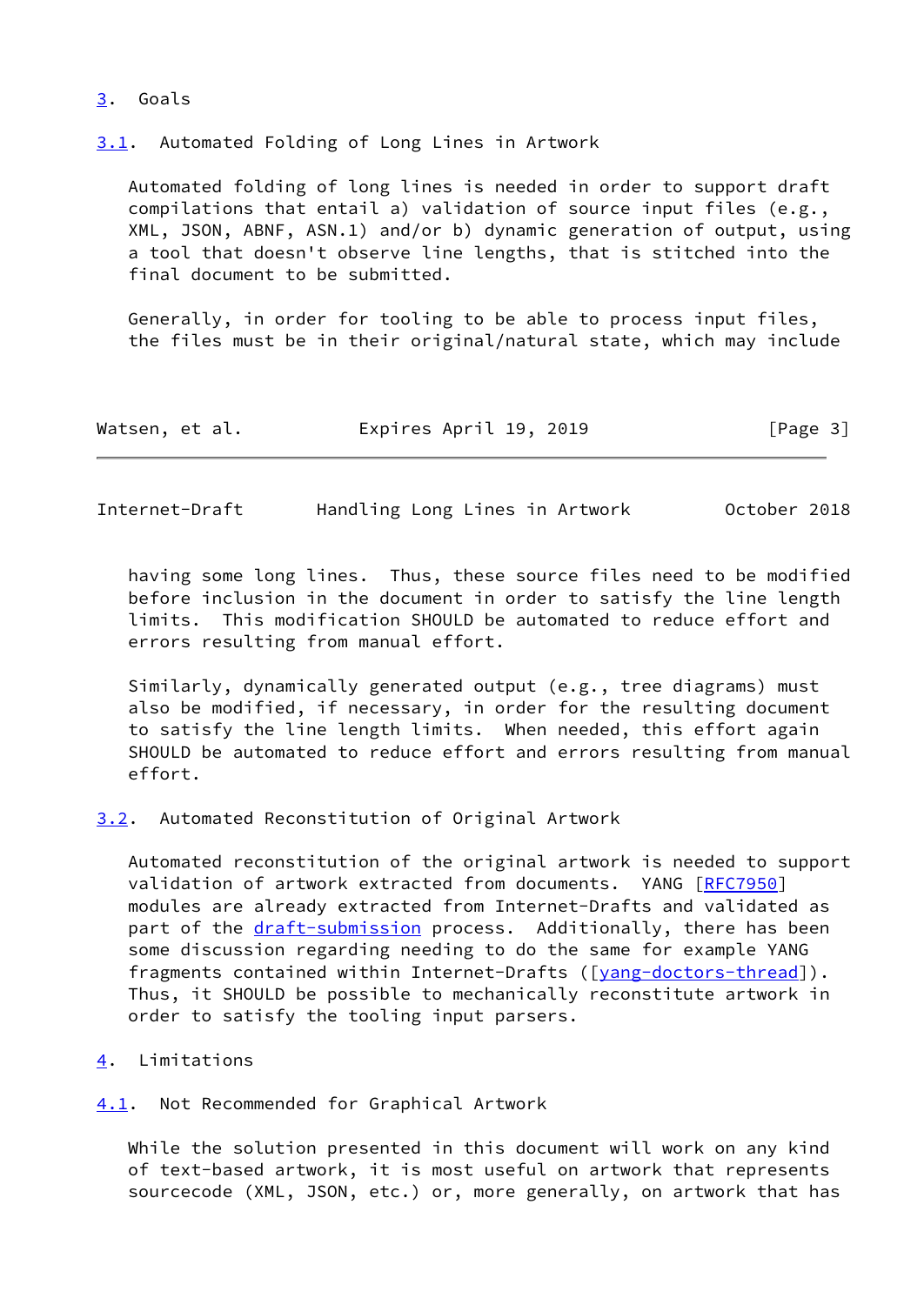## 3. Goals

### 3.1. Automated Folding of Long Lines in Artwork

Automated folding of long lines is needed in order to support draft compilations that entail a) validation of source input files (e.g., XML, JSON, ABNF, ASN.1) and/or b) dynamic generation of output, using a tool that doesn't observe line lengths, that is stitched into the final document to be submitted.

Generally, in order for tooling to be able to process input files, the files must be in their original/natural state, which may include having some long lines. Thus, these source files need to be modified before inclusion in the document in order to satisfy the line length limits. This modification SHOULD be automated to reduce effort and errors resulting from manual effort.

Similarly, dynamically generated output (e.g., tree diagrams) must also be modified, if necessary, in order for the resulting document to satisfy the line length limits. When needed, this effort again SHOULD be automated to reduce effort and errors resulting from manual effort.

### 3.2. Automated Reconstitution of Original Artwork

Automated reconstitution of the original artwork is needed to support validation of artwork extracted from documents. YANG [RFC7950] modules are already extracted from Internet-Drafts and validated as part of the draft-submission process. Additionally, there has been some discussion regarding needing to do the same for example YANG fragments contained within Internet-Drafts ([yang-doctors-thread]). Thus, it SHOULD be possible to mechanically reconstitute artwork in order to satisfy the tooling input parsers.

## 4. Limitations

### 4.1. Not Recommended for Graphical Artwork

While the solution presented in this document will work on any kind of text-based artwork, it is most useful on artwork that represents sourcecode (XML, JSON, etc.) or, more generally, on artwork that has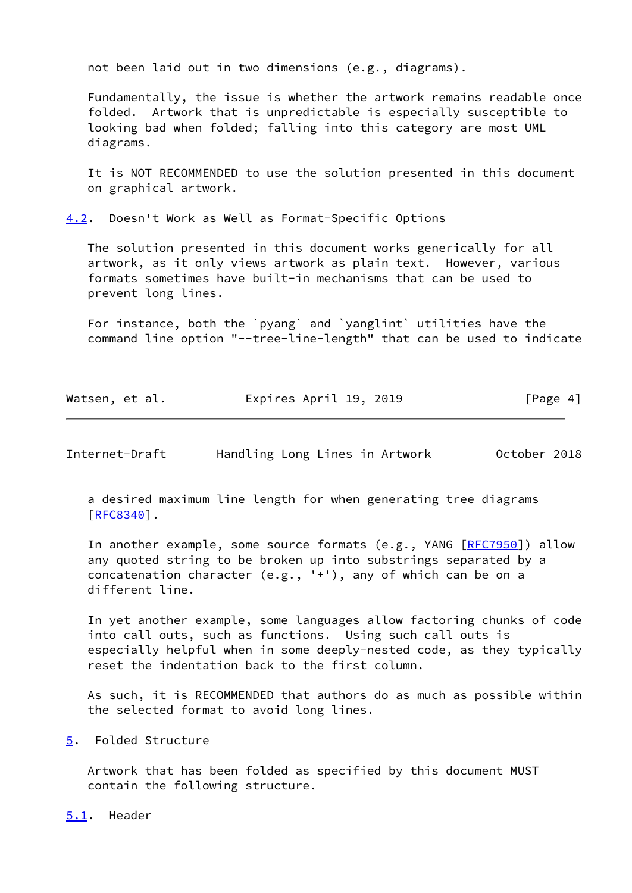not been laid out in two dimensions (e.g., diagrams).

Fundamentally, the issue is whether the artwork remains readable once folded. Artwork that is unpredictable is especially susceptible to looking bad when folded; falling into this category are most UML diagrams.

It is NOT RECOMMENDED to use the solution presented in this document on graphical artwork.

### 4.2. Doesn't Work as Well as Format-Specific Options

The solution presented in this document works generically for all artwork, as it only views artwork as plain text. However, various formats sometimes have built-in mechanisms that can be used to prevent long lines.

For instance, both the `pyang` and `yanglint` utilities have the command line option "--tree-line-length" that can be used to indicate a desired maximum line length for when generating tree diagrams [RFC8340].

In another example, some source formats (e.g., YANG [RFC7950]) allow any quoted string to be broken up into substrings separated by a concatenation character (e.g., '+'), any of which can be on a different line.

In yet another example, some languages allow factoring chunks of code into call outs, such as functions. Using such call outs is especially helpful when in some deeply-nested code, as they typically reset the indentation back to the first column.

As such, it is RECOMMENDED that authors do as much as possible within the selected format to avoid long lines.

## 5. Folded Structure

Artwork that has been folded as specified by this document MUST contain the following structure.

### 5.1. Header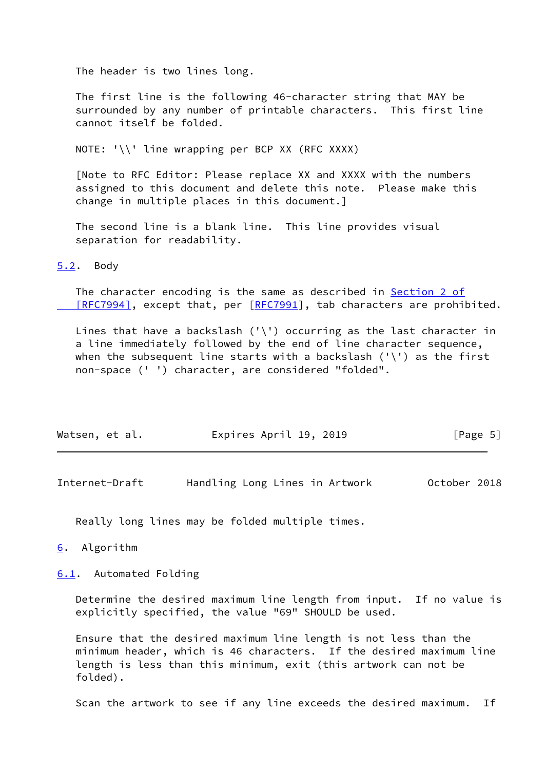The header is two lines long.

The first line is the following 46-character string that MAY be surrounded by any number of printable characters. This first line cannot itself be folded.

```
NOTE: '\\' line wrapping per BCP XX (RFC XXXX)
```

[Note to RFC Editor: Please replace XX and XXXX with the numbers assigned to this document and delete this note. Please make this change in multiple places in this document.]

The second line is a blank line. This line provides visual separation for readability.

## 5.2. Body

The character encoding is the same as described in Section 2 of [RFC7994], except that, per [RFC7991], tab characters are prohibited.

Lines that have a backslash ('\') occurring as the last character in a line immediately followed by the end of line character sequence, when the subsequent line starts with a backslash ('\') as the first non-space (' ') character, are considered "folded".

Really long lines may be folded multiple times.

# 6. Algorithm

## 6.1. Automated Folding

Determine the desired maximum line length from input. If no value is explicitly specified, the value "69" SHOULD be used.

Ensure that the desired maximum line length is not less than the minimum header, which is 46 characters. If the desired maximum line length is less than this minimum, exit (this artwork can not be folded).

Scan the artwork to see if any line exceeds the desired maximum. If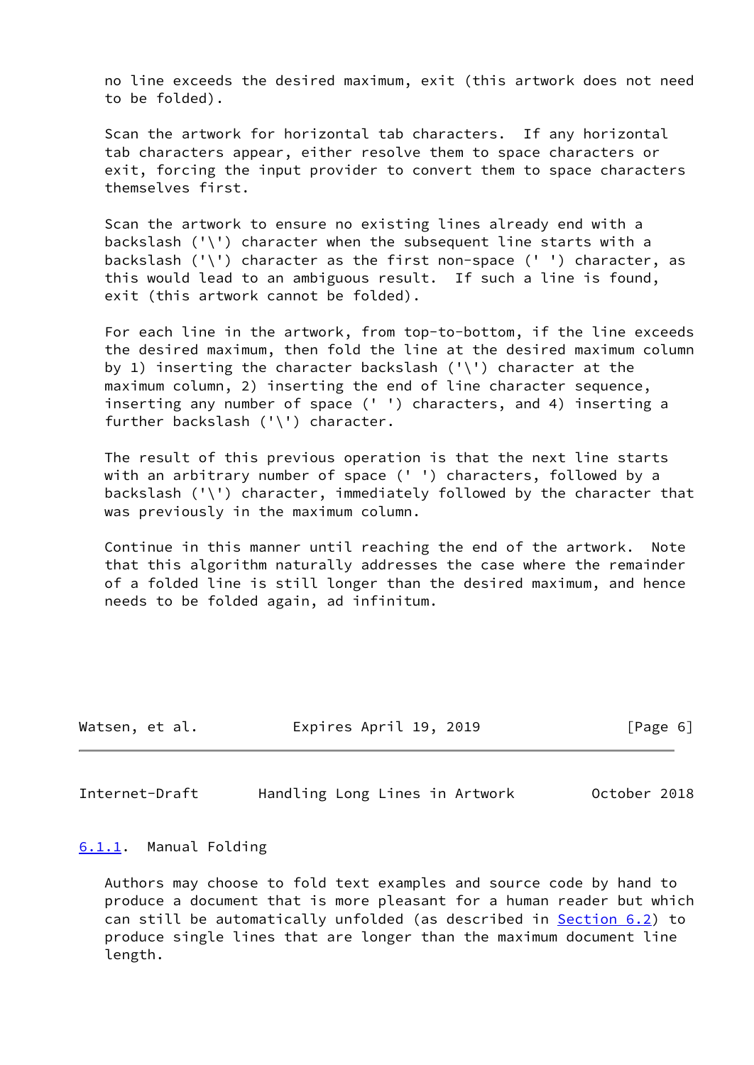no line exceeds the desired maximum, exit (this artwork does not need to be folded).

Scan the artwork for horizontal tab characters. If any horizontal tab characters appear, either resolve them to space characters or exit, forcing the input provider to convert them to space characters themselves first.

Scan the artwork to ensure no existing lines already end with a backslash ('\') character when the subsequent line starts with a backslash ('\') character as the first non-space (' ') character, as this would lead to an ambiguous result. If such a line is found, exit (this artwork cannot be folded).

For each line in the artwork, from top-to-bottom, if the line exceeds the desired maximum, then fold the line at the desired maximum column by 1) inserting the character backslash ('\') character at the maximum column, 2) inserting the end of line character sequence, inserting any number of space (' ') characters, and 4) inserting a further backslash ('\') character.

The result of this previous operation is that the next line starts with an arbitrary number of space (' ') characters, followed by a backslash ('\') character, immediately followed by the character that was previously in the maximum column.

Continue in this manner until reaching the end of the artwork. Note that this algorithm naturally addresses the case where the remainder of a folded line is still longer than the desired maximum, and hence needs to be folded again, ad infinitum.

#### 6.1.1. Manual Folding

Authors may choose to fold text examples and source code by hand to produce a document that is more pleasant for a human reader but which can still be automatically unfolded (as described in Section 6.2) to produce single lines that are longer than the maximum document line length.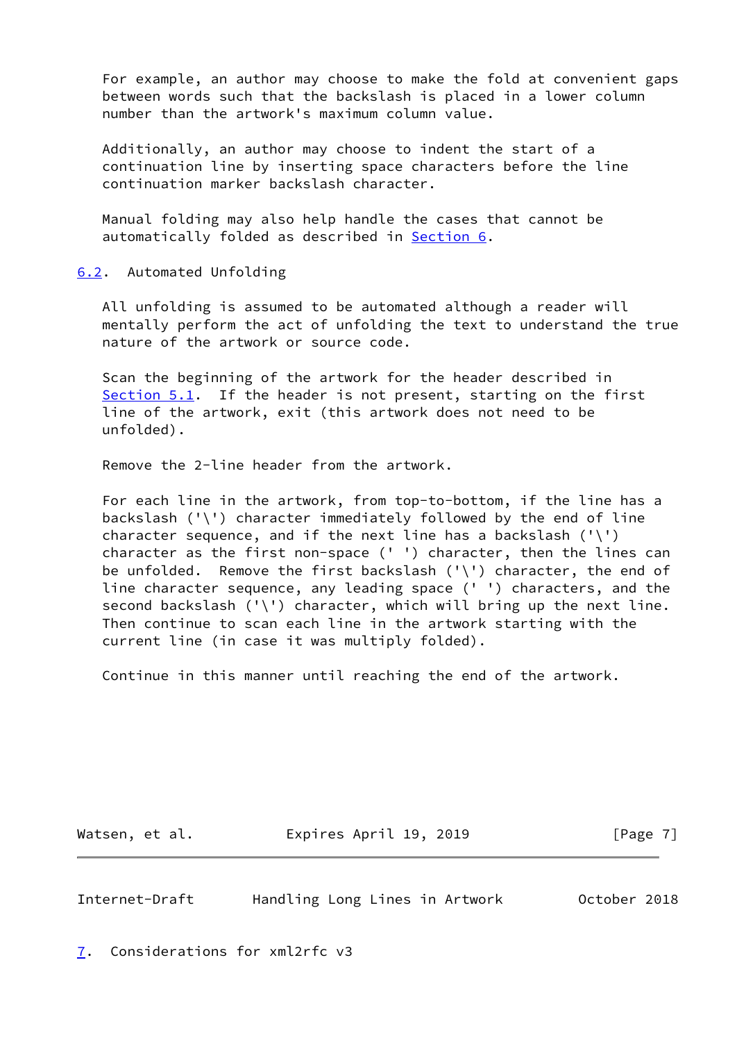For example, an author may choose to make the fold at convenient gaps between words such that the backslash is placed in a lower column number than the artwork's maximum column value.

Additionally, an author may choose to indent the start of a continuation line by inserting space characters before the line continuation marker backslash character.

Manual folding may also help handle the cases that cannot be automatically folded as described in Section 6.

## 6.2. Automated Unfolding

All unfolding is assumed to be automated although a reader will mentally perform the act of unfolding the text to understand the true nature of the artwork or source code.

Scan the beginning of the artwork for the header described in Section 5.1. If the header is not present, starting on the first line of the artwork, exit (this artwork does not need to be unfolded).

Remove the 2-line header from the artwork.

For each line in the artwork, from top-to-bottom, if the line has a backslash ('\') character immediately followed by the end of line character sequence, and if the next line has a backslash ('\') character as the first non-space (' ') character, then the lines can be unfolded. Remove the first backslash ('\') character, the end of line character sequence, any leading space (' ') characters, and the second backslash ('\') character, which will bring up the next line. Then continue to scan each line in the artwork starting with the current line (in case it was multiply folded).

Continue in this manner until reaching the end of the artwork.

# 7. Considerations for xml2rfc v3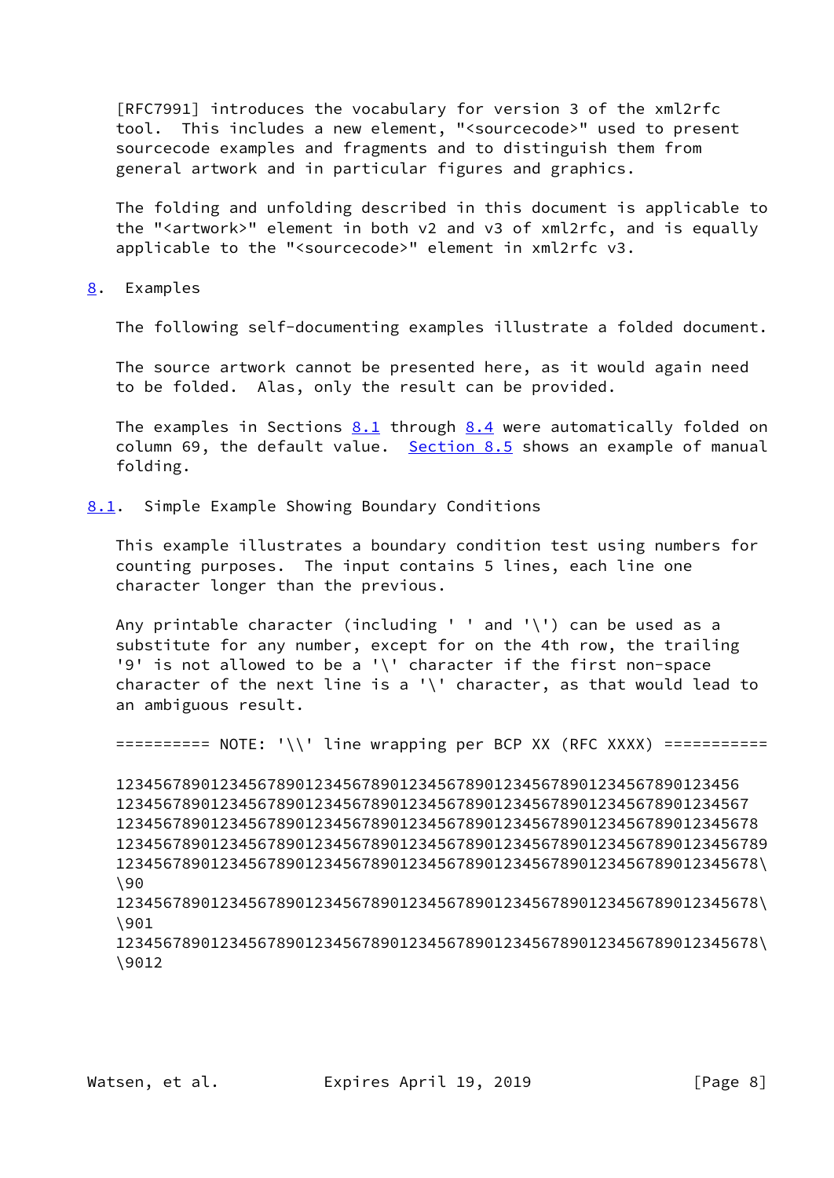[RFC7991] introduces the vocabulary for version 3 of the xml2rfc tool. This includes a new element, "<sourcecode>" used to present sourcecode examples and fragments and to distinguish them from general artwork and in particular figures and graphics.

The folding and unfolding described in this document is applicable to the "<artwork>" element in both v2 and v3 of xml2rfc, and is equally applicable to the "<sourcecode>" element in xml2rfc v3.

## 8. Examples

The following self-documenting examples illustrate a folded document.

The source artwork cannot be presented here, as it would again need to be folded. Alas, only the result can be provided.

The examples in Sections 8.1 through 8.4 were automatically folded on column 69, the default value. Section 8.5 shows an example of manual folding.

### 8.1. Simple Example Showing Boundary Conditions

This example illustrates a boundary condition test using numbers for counting purposes. The input contains 5 lines, each line one character longer than the previous.

Any printable character (including ' ' and '\') can be used as a substitute for any number, except for on the 4th row, the trailing '9' is not allowed to be a '\' character if the first non-space character of the next line is a '\' character, as that would lead to an ambiguous result.

```
========== NOTE: '\\' line wrapping per BCP XX (RFC XXXX) ===========

123456789012345678901234567890123456789012345678901234567890123456
1234567890123456789012345678901234567890123456789012345678901234567
12345678901234567890123456789012345678901234567890123456789012345678
123456789012345678901234567890123456789012345678901234567890123456789
12345678901234567890123456789012345678901234567890123456789012345678\
\90
12345678901234567890123456789012345678901234567890123456789012345678\
\901
12345678901234567890123456789012345678901234567890123456789012345678\
\9012
```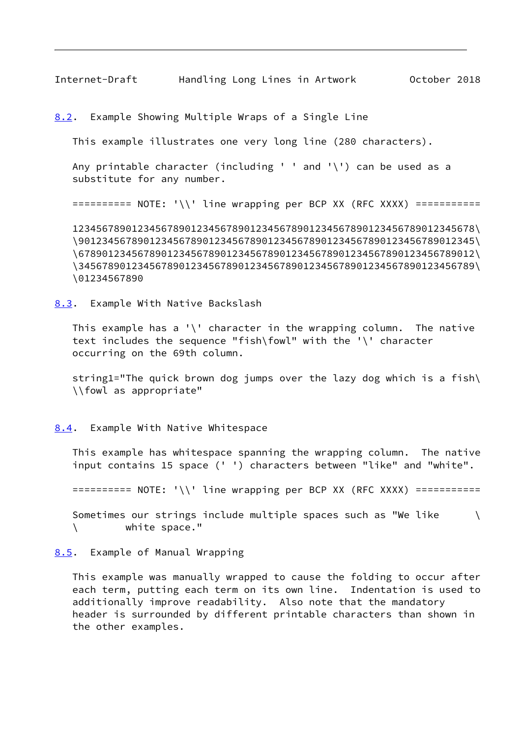### 8.2. Example Showing Multiple Wraps of a Single Line

This example illustrates one very long line (280 characters).

Any printable character (including ' ' and '\') can be used as a substitute for any number.

```
========== NOTE: '\\' line wrapping per BCP XX (RFC XXXX) ===========

12345678901234567890123456789012345678901234567890123456789012345678\
\9012345678901234567890123456789012345678901234567890123456789012345\
\6789012345678901234567890123456789012345678901234567890123456789012\
\3456789012345678901234567890123456789012345678901234567890123456789\
\01234567890
```

### 8.3. Example With Native Backslash

This example has a '\' character in the wrapping column. The native text includes the sequence "fish\fowl" with the '\' character occurring on the 69th column.

```
string1="The quick brown dog jumps over the lazy dog which is a fish\
\\fowl as appropriate"
```

### 8.4. Example With Native Whitespace

This example has whitespace spanning the wrapping column. The native input contains 15 space (' ') characters between "like" and "white".

```
========== NOTE: '\\' line wrapping per BCP XX (RFC XXXX) ===========

Sometimes our strings include multiple spaces such as "We like      \
\        white space."
```

### 8.5. Example of Manual Wrapping

This example was manually wrapped to cause the folding to occur after each term, putting each term on its own line. Indentation is used to additionally improve readability. Also note that the mandatory header is surrounded by different printable characters than shown in the other examples.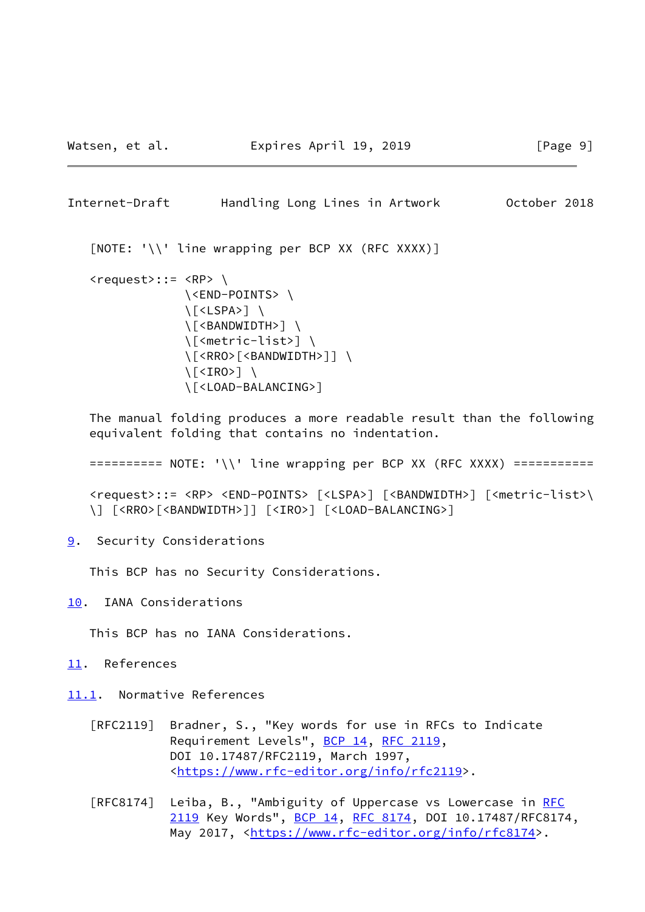```
[NOTE: '\\' line wrapping per BCP XX (RFC XXXX)]

<request>::= <RP> \
             \<END-POINTS> \
             \[<LSPA>] \
             \[<BANDWIDTH>] \
             \[<metric-list>] \
             \[<RRO>[<BANDWIDTH>]] \
             \[<IRO>] \
             \[<LOAD-BALANCING>]
```

The manual folding produces a more readable result than the following equivalent folding that contains no indentation.

```
========== NOTE: '\\' line wrapping per BCP XX (RFC XXXX) ===========

<request>::= <RP> <END-POINTS> [<LSPA>] [<BANDWIDTH>] [<metric-list>\
\] [<RRO>[<BANDWIDTH>]] [<IRO>] [<LOAD-BALANCING>]
```

## 9. Security Considerations

This BCP has no Security Considerations.

## 10. IANA Considerations

This BCP has no IANA Considerations.

## 11. References

### 11.1. Normative References

[RFC2119] Bradner, S., "Key words for use in RFCs to Indicate Requirement Levels", BCP 14, RFC 2119, DOI 10.17487/RFC2119, March 1997, <https://www.rfc-editor.org/info/rfc2119>.

[RFC8174] Leiba, B., "Ambiguity of Uppercase vs Lowercase in RFC 2119 Key Words", BCP 14, RFC 8174, DOI 10.17487/RFC8174, May 2017, <https://www.rfc-editor.org/info/rfc8174>.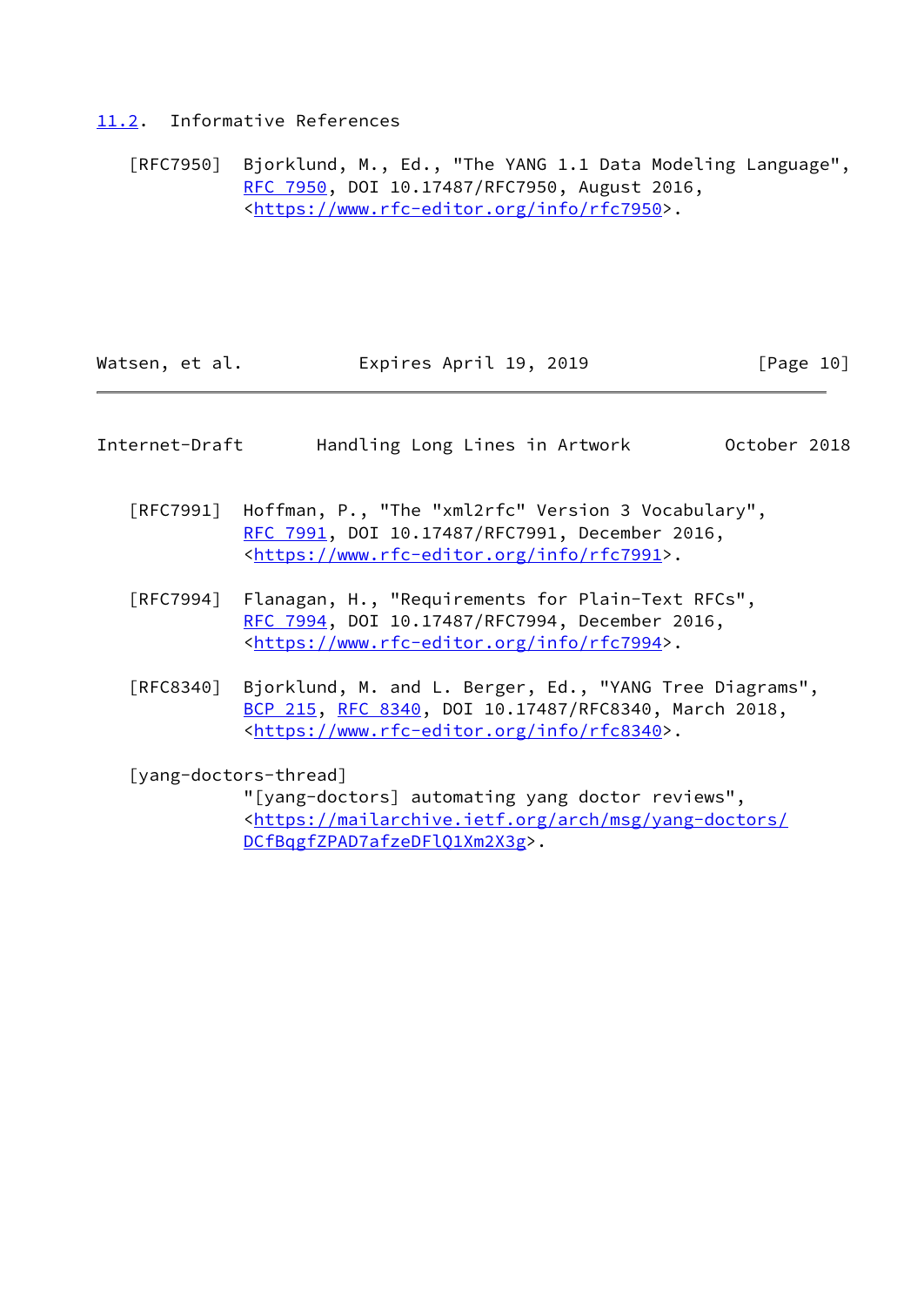### 11.2. Informative References

[RFC7950] Bjorklund, M., Ed., "The YANG 1.1 Data Modeling Language", RFC 7950, DOI 10.17487/RFC7950, August 2016, <https://www.rfc-editor.org/info/rfc7950>.

[RFC7991] Hoffman, P., "The "xml2rfc" Version 3 Vocabulary", RFC 7991, DOI 10.17487/RFC7991, December 2016, <https://www.rfc-editor.org/info/rfc7991>.

[RFC7994] Flanagan, H., "Requirements for Plain-Text RFCs", RFC 7994, DOI 10.17487/RFC7994, December 2016, <https://www.rfc-editor.org/info/rfc7994>.

[RFC8340] Bjorklund, M. and L. Berger, Ed., "YANG Tree Diagrams", BCP 215, RFC 8340, DOI 10.17487/RFC8340, March 2018, <https://www.rfc-editor.org/info/rfc8340>.

[yang-doctors-thread] "[yang-doctors] automating yang doctor reviews", <https://mailarchive.ietf.org/arch/msg/yang-doctors/DCfBqgfZPAD7afzeDFlQ1Xm2X3g>.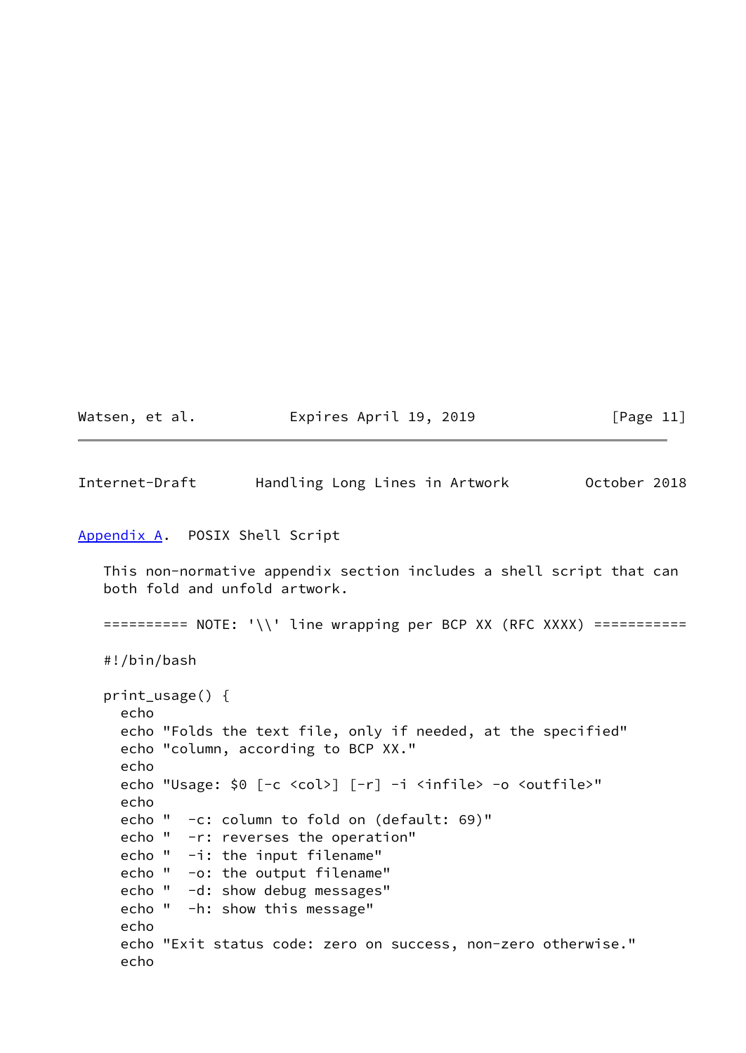## Appendix A.  POSIX Shell Script

This non-normative appendix section includes a shell script that can both fold and unfold artwork.

```
========== NOTE: '\\' line wrapping per BCP XX (RFC XXXX) ===========

#!/bin/bash

print_usage() {
  echo
  echo "Folds the text file, only if needed, at the specified"
  echo "column, according to BCP XX."
  echo
  echo "Usage: $0 [-c <col>] [-r] -i <infile> -o <outfile>"
  echo
  echo "  -c: column to fold on (default: 69)"
  echo "  -r: reverses the operation"
  echo "  -i: the input filename"
  echo "  -o: the output filename"
  echo "  -d: show debug messages"
  echo "  -h: show this message"
  echo
  echo "Exit status code: zero on success, non-zero otherwise."
  echo
```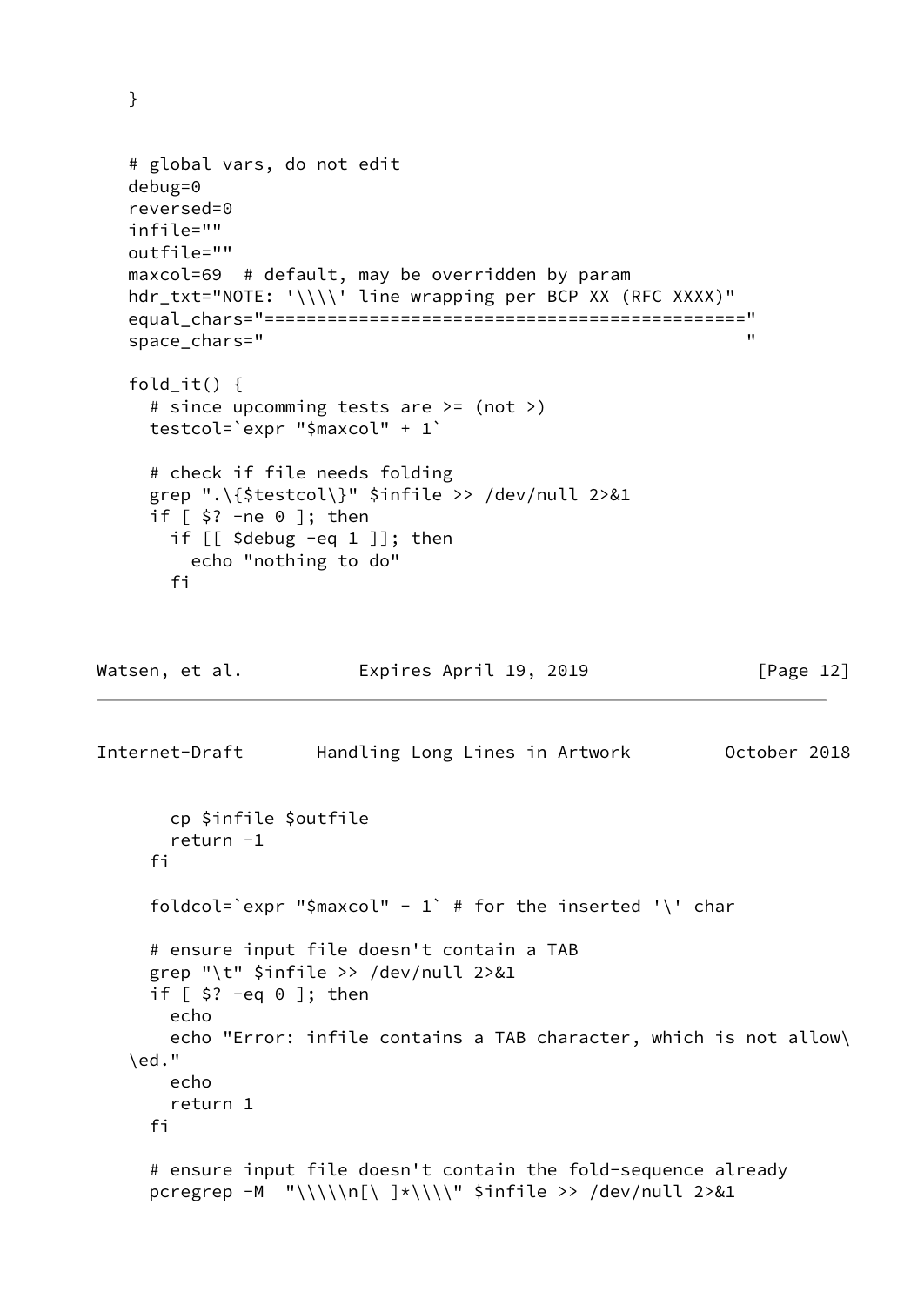```
   }


   # global vars, do not edit
   debug=0
   reversed=0
   infile=""
   outfile=""
   maxcol=69  # default, may be overridden by param
   hdr_txt="NOTE: '\\\\' line wrapping per BCP XX (RFC XXXX)"
   equal_chars="=============================================="
   space_chars="                                              "

   fold_it() {
     # since upcomming tests are >= (not >)
     testcol=`expr "$maxcol" + 1`

     # check if file needs folding
     grep ".\{$testcol\}" $infile >> /dev/null 2>&1
     if [ $? -ne 0 ]; then
       if [[ $debug -eq 1 ]]; then
         echo "nothing to do"
       fi
```

```
       cp $infile $outfile
       return -1
     fi

     foldcol=`expr "$maxcol" - 1` # for the inserted '\' char

     # ensure input file doesn't contain a TAB
     grep "\t" $infile >> /dev/null 2>&1
     if [ $? -eq 0 ]; then
       echo
       echo "Error: infile contains a TAB character, which is not allow\
   \ed."
       echo
       return 1
     fi

     # ensure input file doesn't contain the fold-sequence already
     pcregrep -M  "\\\\\n[\ ]*\\\\" $infile >> /dev/null 2>&1
```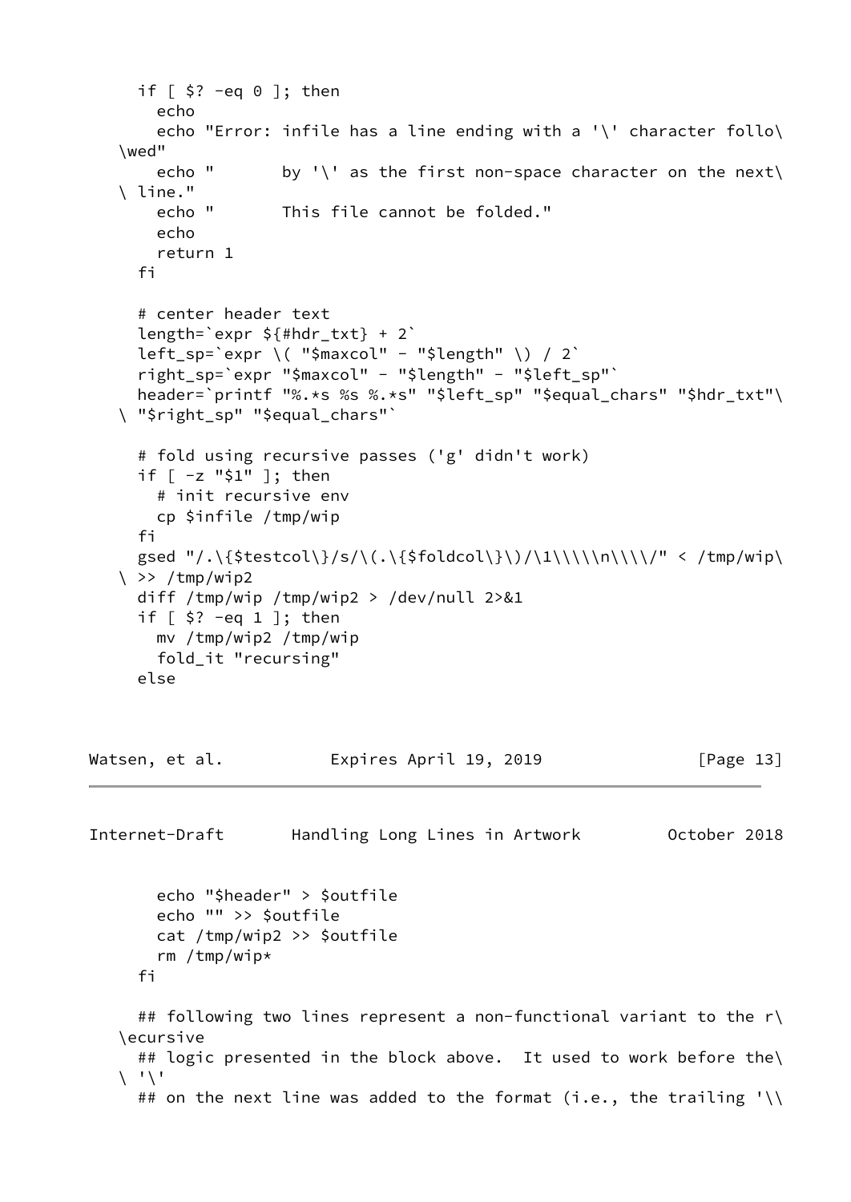```
     if [ $? -eq 0 ]; then
       echo
       echo "Error: infile has a line ending with a '\' character follo\
   \wed"
       echo "       by '\' as the first non-space character on the next\
   \ line."
       echo "       This file cannot be folded."
       echo
       return 1
     fi

     # center header text
     length=`expr ${#hdr_txt} + 2`
     left_sp=`expr \( "$maxcol" - "$length" \) / 2`
     right_sp=`expr "$maxcol" - "$length" - "$left_sp"`
     header=`printf "%.*s %s %.*s" "$left_sp" "$equal_chars" "$hdr_txt"\
   \ "$right_sp" "$equal_chars"`

     # fold using recursive passes ('g' didn't work)
     if [ -z "$1" ]; then
       # init recursive env
       cp $infile /tmp/wip
     fi
     gsed "/.\{$testcol\}/s/\(.\{$foldcol\}\)/\1\\\\n\\\\/" < /tmp/wip\
   \ >> /tmp/wip2
     diff /tmp/wip /tmp/wip2 > /dev/null 2>&1
     if [ $? -eq 1 ]; then
       mv /tmp/wip2 /tmp/wip
       fold_it "recursing"
     else
```

```
       echo "$header" > $outfile
       echo "" >> $outfile
       cat /tmp/wip2 >> $outfile
       rm /tmp/wip*
     fi

     ## following two lines represent a non-functional variant to the r\
   \ecursive
     ## logic presented in the block above.  It used to work before the\
   \ '\'
     ## on the next line was added to the format (i.e., the trailing '\\
```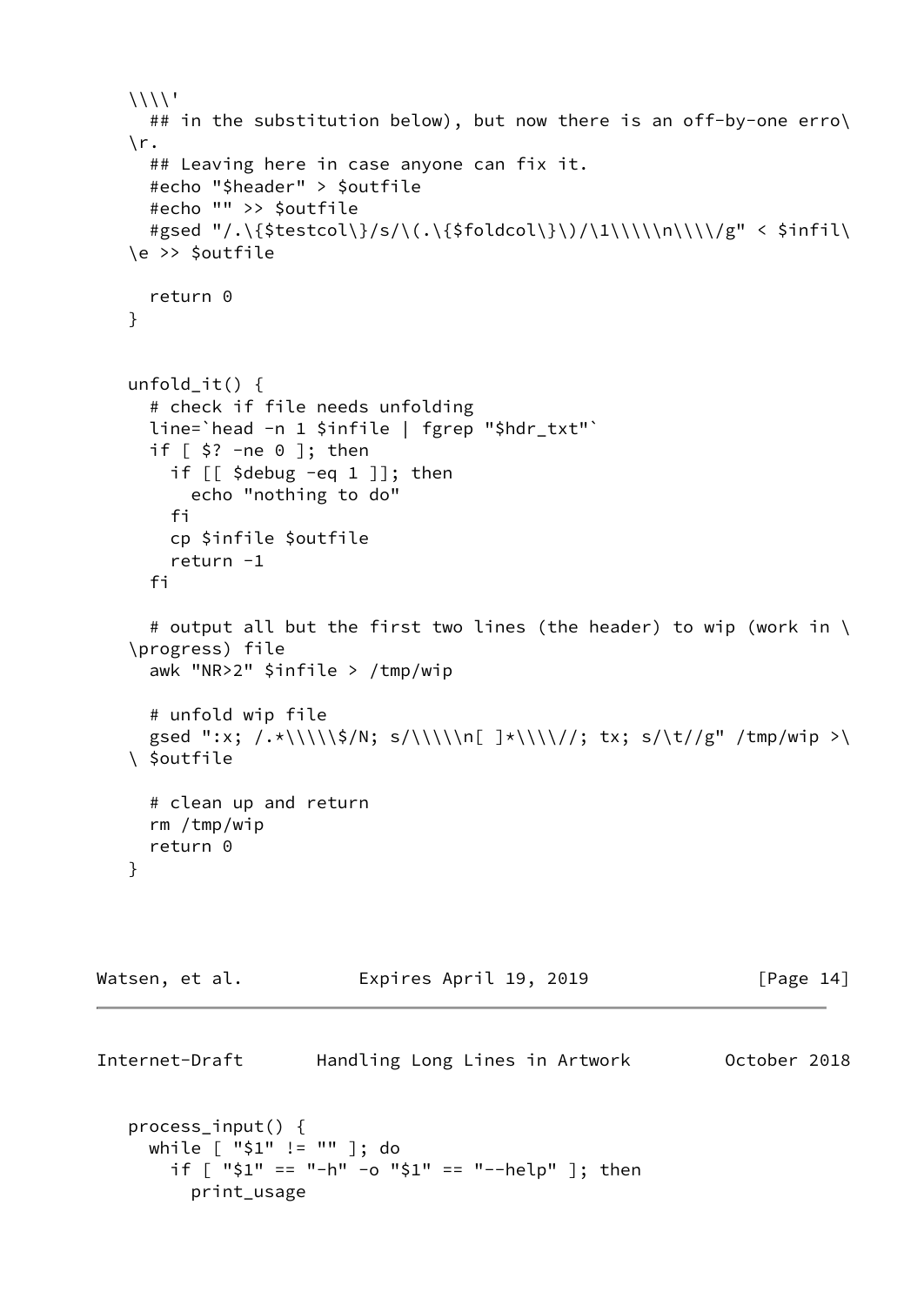```
   \\\\'
     ## in the substitution below), but now there is an off-by-one erro\
   \r.
     ## Leaving here in case anyone can fix it.
     #echo "$header" > $outfile
     #echo "" >> $outfile
     #gsed "/.\{$testcol\}/s/\(.\{$foldcol\}\)/\1\\\\\n\\\\/g" < $infil\
   \e >> $outfile

     return 0
   }


   unfold_it() {
     # check if file needs unfolding
     line=`head -n 1 $infile | fgrep "$hdr_txt"`
     if [ $? -ne 0 ]; then
       if [[ $debug -eq 1 ]]; then
         echo "nothing to do"
       fi
       cp $infile $outfile
       return -1
     fi

     # output all but the first two lines (the header) to wip (work in \
   \progress) file
     awk "NR>2" $infile > /tmp/wip

     # unfold wip file
     gsed ":x; /.*\\\\\$/N; s/\\\\\n[ ]*\\\\//; tx; s/\t//g" /tmp/wip >\
   \ $outfile

     # clean up and return
     rm /tmp/wip
     return 0
   }
```

```
   process_input() {
     while [ "$1" != "" ]; do
       if [ "$1" == "-h" -o "$1" == "--help" ]; then
         print_usage
```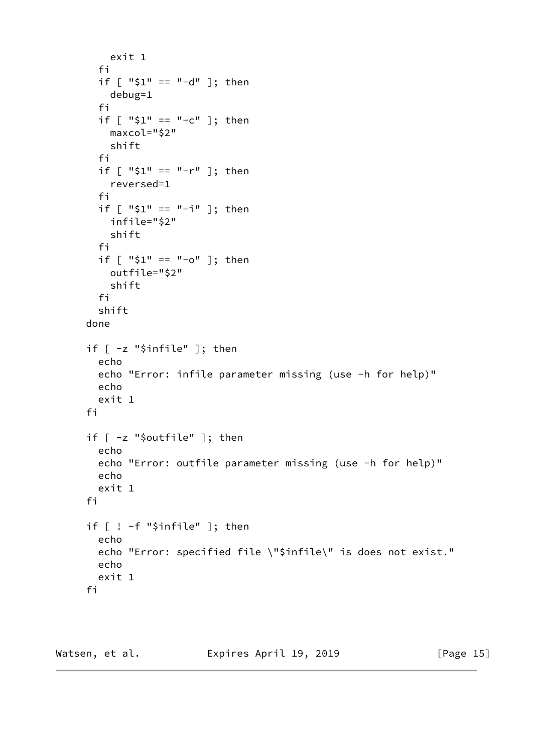```
    exit 1
  fi
  if [ "$1" == "-d" ]; then
    debug=1
  fi
  if [ "$1" == "-c" ]; then
    maxcol="$2"
    shift
  fi
  if [ "$1" == "-r" ]; then
    reversed=1
  fi
  if [ "$1" == "-i" ]; then
    infile="$2"
    shift
  fi
  if [ "$1" == "-o" ]; then
    outfile="$2"
    shift
  fi
  shift
done

if [ -z "$infile" ]; then
  echo
  echo "Error: infile parameter missing (use -h for help)"
  echo
  exit 1
fi

if [ -z "$outfile" ]; then
  echo
  echo "Error: outfile parameter missing (use -h for help)"
  echo
  exit 1
fi

if [ ! -f "$infile" ]; then
  echo
  echo "Error: specified file \"$infile\" is does not exist."
  echo
  exit 1
fi
```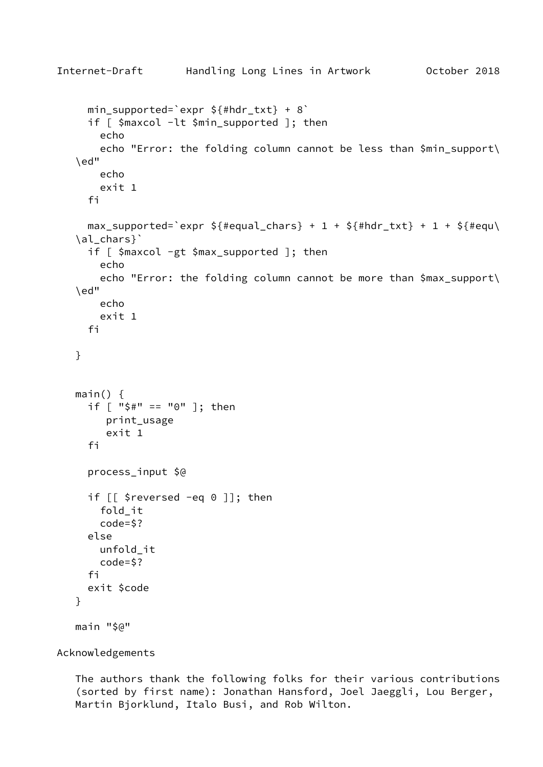```
     min_supported=`expr ${#hdr_txt} + 8`
     if [ $maxcol -lt $min_supported ]; then
       echo
       echo "Error: the folding column cannot be less than $min_support\
\ed"
       echo
       exit 1
     fi

     max_supported=`expr ${#equal_chars} + 1 + ${#hdr_txt} + 1 + ${#equ\
\al_chars}`
     if [ $maxcol -gt $max_supported ]; then
       echo
       echo "Error: the folding column cannot be more than $max_support\
\ed"
       echo
       exit 1
     fi

   }


   main() {
     if [ "$#" == "0" ]; then
        print_usage
        exit 1
     fi

     process_input $@

     if [[ $reversed -eq 0 ]]; then
       fold_it
       code=$?
     else
       unfold_it
       code=$?
     fi
     exit $code
   }

   main "$@"
```

## Acknowledgements

The authors thank the following folks for their various contributions (sorted by first name): Jonathan Hansford, Joel Jaeggli, Lou Berger, Martin Bjorklund, Italo Busi, and Rob Wilton.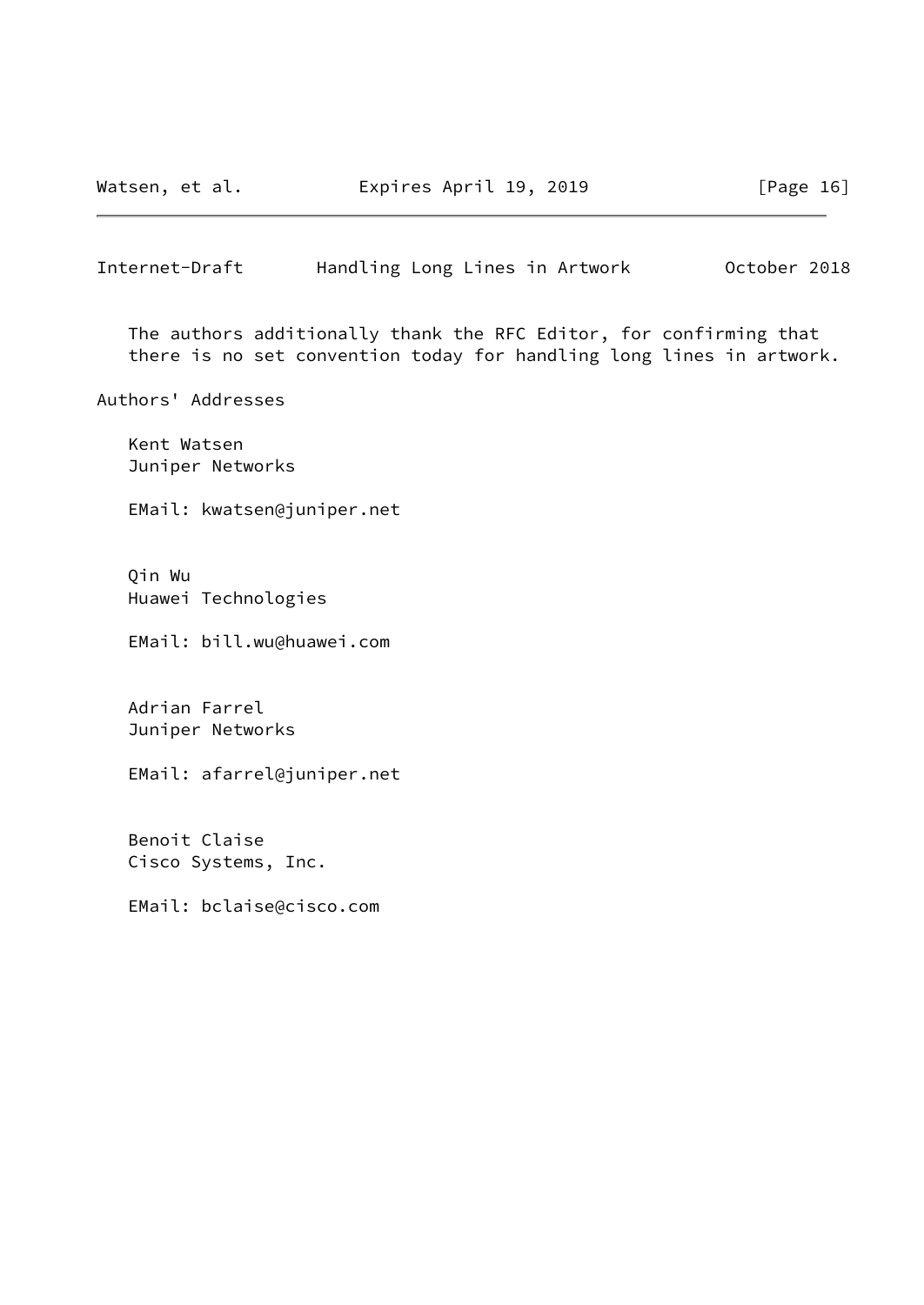The authors additionally thank the RFC Editor, for confirming that there is no set convention today for handling long lines in artwork.

## Authors' Addresses

Kent Watsen
Juniper Networks

EMail: kwatsen@juniper.net

Qin Wu
Huawei Technologies

EMail: bill.wu@huawei.com

Adrian Farrel
Juniper Networks

EMail: afarrel@juniper.net

Benoit Claise
Cisco Systems, Inc.

EMail: bclaise@cisco.com